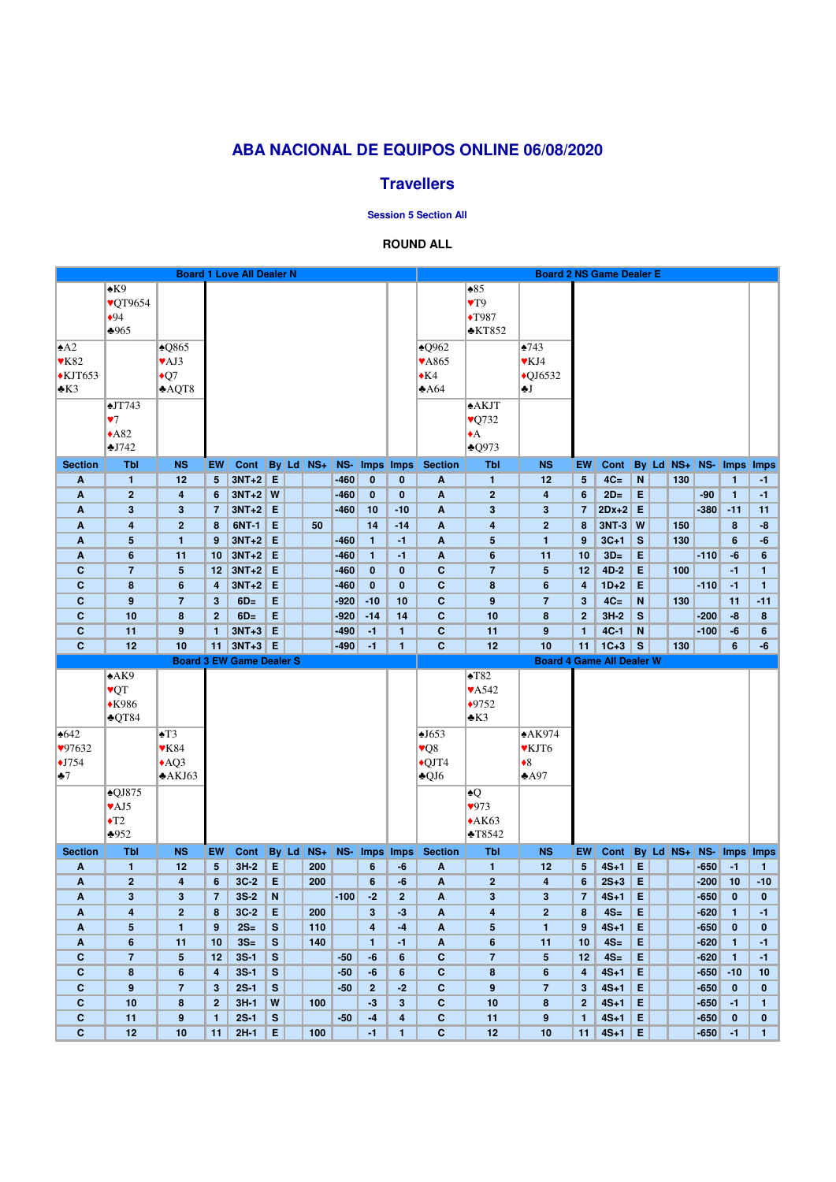# ABA NACIONAL DE EQUIPOS ONLINE 06/08/2020

## Travellers

### Session 5 Section All

**ROUND ALL**

## Board 1 Love All Dealer N

North: ♠K9 ♥QT9654 ♦94 ♣965
West: ♠A2 ♥K82 ♦KJT653 ♣K3
East: ♠Q865 ♥AJ3 ♦Q7 ♣AQT8
South: ♠JT743 ♥7 ♦A82 ♣J742

| Section | Tbl | NS | EW | Cont | By | Ld | NS+ | NS- | Imps | Imps |
|---|---|---|---|---|---|---|---|---|---|---|
| A | 1 | 12 | 5 | 3NT+2 | E | | | -460 | 0 | 0 |
| A | 2 | 4 | 6 | 3NT+2 | W | | | -460 | 0 | 0 |
| A | 3 | 3 | 7 | 3NT+2 | E | | | -460 | 10 | -10 |
| A | 4 | 2 | 8 | 6NT-1 | E | | 50 | | 14 | -14 |
| A | 5 | 1 | 9 | 3NT+2 | E | | | -460 | 1 | -1 |
| A | 6 | 11 | 10 | 3NT+2 | E | | | -460 | 1 | -1 |
| C | 7 | 5 | 12 | 3NT+2 | E | | | -460 | 0 | 0 |
| C | 8 | 6 | 4 | 3NT+2 | E | | | -460 | 0 | 0 |
| C | 9 | 7 | 3 | 6D= | E | | | -920 | -10 | 10 |
| C | 10 | 8 | 2 | 6D= | E | | | -920 | -14 | 14 |
| C | 11 | 9 | 1 | 3NT+3 | E | | | -490 | -1 | 1 |
| C | 12 | 10 | 11 | 3NT+3 | E | | | -490 | -1 | 1 |

## Board 2 NS Game Dealer E

North: ♠85 ♥T9 ♦T987 ♣KT852
West: ♠Q962 ♥A865 ♦K4 ♣A64
East: ♠743 ♥KJ4 ♦QJ6532 ♣J
South: ♠AKJT ♥Q732 ♦A ♣Q973

| Section | Tbl | NS | EW | Cont | By | Ld | NS+ | NS- | Imps | Imps |
|---|---|---|---|---|---|---|---|---|---|---|
| A | 1 | 12 | 5 | 4C= | N | | 130 | | 1 | -1 |
| A | 2 | 4 | 6 | 2D= | E | | | -90 | 1 | -1 |
| A | 3 | 3 | 7 | 2Dx+2 | E | | | -380 | -11 | 11 |
| A | 4 | 2 | 8 | 3NT-3 | W | | 150 | | 8 | -8 |
| A | 5 | 1 | 9 | 3C+1 | S | | 130 | | 6 | -6 |
| A | 6 | 11 | 10 | 3D= | E | | | -110 | -6 | 6 |
| C | 7 | 5 | 12 | 4D-2 | E | | 100 | | -1 | 1 |
| C | 8 | 6 | 4 | 1D+2 | E | | | -110 | -1 | 1 |
| C | 9 | 7 | 3 | 4C= | N | | 130 | | 11 | -11 |
| C | 10 | 8 | 2 | 3H-2 | S | | | -200 | -8 | 8 |
| C | 11 | 9 | 1 | 4C-1 | N | | | -100 | -6 | 6 |
| C | 12 | 10 | 11 | 1C+3 | S | | 130 | | 6 | -6 |

## Board 3 EW Game Dealer S

North: ♠AK9 ♥QT ♦K986 ♣QT84
West: ♠642 ♥97632 ♦J754 ♣7
East: ♠T3 ♥K84 ♦AQ3 ♣AKJ63
South: ♠QJ875 ♥AJ5 ♦T2 ♣952

| Section | Tbl | NS | EW | Cont | By | Ld | NS+ | NS- | Imps | Imps |
|---|---|---|---|---|---|---|---|---|---|---|
| A | 1 | 12 | 5 | 3H-2 | E | | 200 | | 6 | -6 |
| A | 2 | 4 | 6 | 3C-2 | E | | 200 | | 6 | -6 |
| A | 3 | 3 | 7 | 3S-2 | N | | | -100 | -2 | 2 |
| A | 4 | 2 | 8 | 3C-2 | E | | 200 | | 3 | -3 |
| A | 5 | 1 | 9 | 2S= | S | | 110 | | 4 | -4 |
| A | 6 | 11 | 10 | 3S= | S | | 140 | | 1 | -1 |
| C | 7 | 5 | 12 | 3S-1 | S | | | -50 | -6 | 6 |
| C | 8 | 6 | 4 | 3S-1 | S | | | -50 | -6 | 6 |
| C | 9 | 7 | 3 | 2S-1 | S | | | -50 | 2 | -2 |
| C | 10 | 8 | 2 | 3H-1 | W | | 100 | | -3 | 3 |
| C | 11 | 9 | 1 | 2S-1 | S | | | -50 | -4 | 4 |
| C | 12 | 10 | 11 | 2H-1 | E | | 100 | | -1 | 1 |

## Board 4 Game All Dealer W

North: ♠T82 ♥A542 ♦9752 ♣K3
West: ♠J653 ♥Q8 ♦QJT4 ♣QJ6
East: ♠AK974 ♥KJT6 ♦8 ♣A97
South: ♠Q ♥973 ♦AK63 ♣T8542

| Section | Tbl | NS | EW | Cont | By | Ld | NS+ | NS- | Imps | Imps |
|---|---|---|---|---|---|---|---|---|---|---|
| A | 1 | 12 | 5 | 4S+1 | E | | | -650 | -1 | 1 |
| A | 2 | 4 | 6 | 2S+3 | E | | | -200 | 10 | -10 |
| A | 3 | 3 | 7 | 4S+1 | E | | | -650 | 0 | 0 |
| A | 4 | 2 | 8 | 4S= | E | | | -620 | 1 | -1 |
| A | 5 | 1 | 9 | 4S+1 | E | | | -650 | 0 | 0 |
| A | 6 | 11 | 10 | 4S= | E | | | -620 | 1 | -1 |
| C | 7 | 5 | 12 | 4S= | E | | | -620 | 1 | -1 |
| C | 8 | 6 | 4 | 4S+1 | E | | | -650 | -10 | 10 |
| C | 9 | 7 | 3 | 4S+1 | E | | | -650 | 0 | 0 |
| C | 10 | 8 | 2 | 4S+1 | E | | | -650 | -1 | 1 |
| C | 11 | 9 | 1 | 4S+1 | E | | | -650 | 0 | 0 |
| C | 12 | 10 | 11 | 4S+1 | E | | | -650 | -1 | 1 |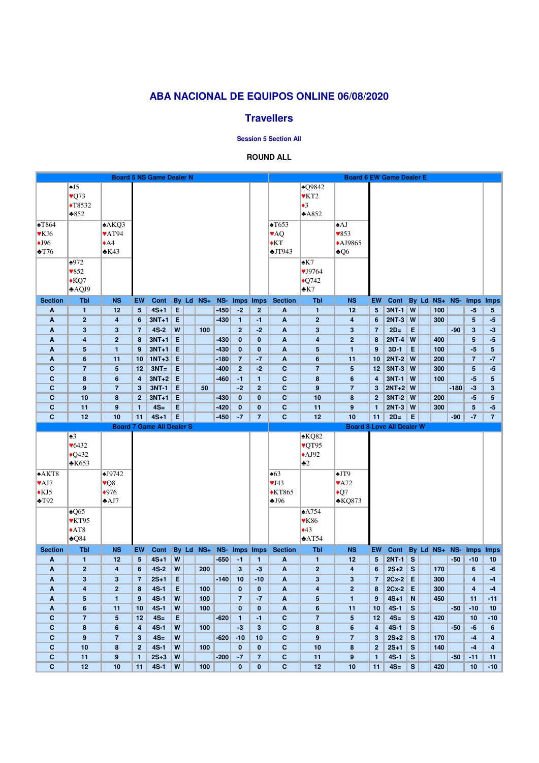# ABA NACIONAL DE EQUIPOS ONLINE 06/08/2020

## Travellers

**Session 5 Section All**

**ROUND ALL**

### Board 5 NS Game Dealer N

North: ♠J5 ♥Q73 ♦T8532 ♣852
West: ♠T864 ♥KJ6 ♦J96 ♣T76
East: ♠AKQ3 ♥AT94 ♦A4 ♣K43
South: ♠972 ♥852 ♦KQ7 ♣AQJ9

| Section | Tbl | NS | EW | Cont | By | Ld | NS+ | NS- | Imps | Imps |
|---|---|---|---|---|---|---|---|---|---|---|
| A | 1 | 12 | 5 | 4S+1 | E | | | -450 | -2 | 2 |
| A | 2 | 4 | 6 | 3NT+1 | E | | | -430 | 1 | -1 |
| A | 3 | 3 | 7 | 4S-2 | W | | 100 | | 2 | -2 |
| A | 4 | 2 | 8 | 3NT+1 | E | | | -430 | 0 | 0 |
| A | 5 | 1 | 9 | 3NT+1 | E | | | -430 | 0 | 0 |
| A | 6 | 11 | 10 | 1NT+3 | E | | | -180 | 7 | -7 |
| C | 7 | 5 | 12 | 3NT= | E | | | -400 | 2 | -2 |
| C | 8 | 6 | 4 | 3NT+2 | E | | | -460 | -1 | 1 |
| C | 9 | 7 | 3 | 3NT-1 | E | | 50 | | -2 | 2 |
| C | 10 | 8 | 2 | 3NT+1 | E | | | -430 | 0 | 0 |
| C | 11 | 9 | 1 | 4S= | E | | | -420 | 0 | 0 |
| C | 12 | 10 | 11 | 4S+1 | E | | | -450 | -7 | 7 |

### Board 6 EW Game Dealer E

North: ♠Q9842 ♥KT2 ♦3 ♣A852
West: ♠T653 ♥AQ ♦KT ♣JT943
East: ♠AJ ♥853 ♦AJ9865 ♣Q6
South: ♠K7 ♥J9764 ♦Q742 ♣K7

| Section | Tbl | NS | EW | Cont | By | Ld | NS+ | NS- | Imps | Imps |
|---|---|---|---|---|---|---|---|---|---|---|
| A | 1 | 12 | 5 | 3NT-1 | W | | 100 | | -5 | 5 |
| A | 2 | 4 | 6 | 2NT-3 | W | | 300 | | 5 | -5 |
| A | 3 | 3 | 7 | 2D= | E | | | -90 | 3 | -3 |
| A | 4 | 2 | 8 | 2NT-4 | W | | 400 | | 5 | -5 |
| A | 5 | 1 | 9 | 3D-1 | E | | 100 | | -5 | 5 |
| A | 6 | 11 | 10 | 2NT-2 | W | | 200 | | 7 | -7 |
| C | 7 | 5 | 12 | 3NT-3 | W | | 300 | | 5 | -5 |
| C | 8 | 6 | 4 | 3NT-1 | W | | 100 | | -5 | 5 |
| C | 9 | 7 | 3 | 2NT+2 | W | | | -180 | -3 | 3 |
| C | 10 | 8 | 2 | 3NT-2 | W | | 200 | | -5 | 5 |
| C | 11 | 9 | 1 | 2NT-3 | W | | 300 | | 5 | -5 |
| C | 12 | 10 | 11 | 2D= | E | | | -90 | -7 | 7 |

### Board 7 Game All Dealer S

North: ♠3 ♥6432 ♦Q432 ♣K653
West: ♠AKT8 ♥AJ7 ♦KJ5 ♣T92
East: ♠J9742 ♥Q8 ♦976 ♣AJ7
South: ♠Q65 ♥KT95 ♦AT8 ♣Q84

| Section | Tbl | NS | EW | Cont | By | Ld | NS+ | NS- | Imps | Imps |
|---|---|---|---|---|---|---|---|---|---|---|
| A | 1 | 12 | 5 | 4S+1 | W | | | -650 | -1 | 1 |
| A | 2 | 4 | 6 | 4S-2 | W | | 200 | | 3 | -3 |
| A | 3 | 3 | 7 | 2S+1 | E | | | -140 | 10 | -10 |
| A | 4 | 2 | 8 | 4S-1 | E | | 100 | | 0 | 0 |
| A | 5 | 1 | 9 | 4S-1 | W | | 100 | | 7 | -7 |
| A | 6 | 11 | 10 | 4S-1 | W | | 100 | | 0 | 0 |
| C | 7 | 5 | 12 | 4S= | E | | | -620 | 1 | -1 |
| C | 8 | 6 | 4 | 4S-1 | W | | 100 | | -3 | 3 |
| C | 9 | 7 | 3 | 4S= | W | | | -620 | -10 | 10 |
| C | 10 | 8 | 2 | 4S-1 | W | | 100 | | 0 | 0 |
| C | 11 | 9 | 1 | 2S+3 | W | | | -200 | -7 | 7 |
| C | 12 | 10 | 11 | 4S-1 | W | | 100 | | 0 | 0 |

### Board 8 Love All Dealer W

North: ♠KQ82 ♥QT95 ♦AJ92 ♣2
West: ♠63 ♥J43 ♦KT865 ♣J96
East: ♠JT9 ♥A72 ♦Q7 ♣KQ873
South: ♠A754 ♥K86 ♦43 ♣AT54

| Section | Tbl | NS | EW | Cont | By | Ld | NS+ | NS- | Imps | Imps |
|---|---|---|---|---|---|---|---|---|---|---|
| A | 1 | 12 | 5 | 2NT-1 | S | | | -50 | -10 | 10 |
| A | 2 | 4 | 6 | 2S+2 | S | | 170 | | 6 | -6 |
| A | 3 | 3 | 7 | 2Cx-2 | E | | 300 | | 4 | -4 |
| A | 4 | 2 | 8 | 2Cx-2 | E | | 300 | | 4 | -4 |
| A | 5 | 1 | 9 | 4S+1 | N | | 450 | | 11 | -11 |
| A | 6 | 11 | 10 | 4S-1 | S | | | -50 | -10 | 10 |
| C | 7 | 5 | 12 | 4S= | S | | 420 | | 10 | -10 |
| C | 8 | 6 | 4 | 4S-1 | S | | | -50 | -6 | 6 |
| C | 9 | 7 | 3 | 2S+2 | S | | 170 | | -4 | 4 |
| C | 10 | 8 | 2 | 2S+1 | S | | 140 | | -4 | 4 |
| C | 11 | 9 | 1 | 4S-1 | S | | | -50 | -11 | 11 |
| C | 12 | 10 | 11 | 4S= | S | | 420 | | 10 | -10 |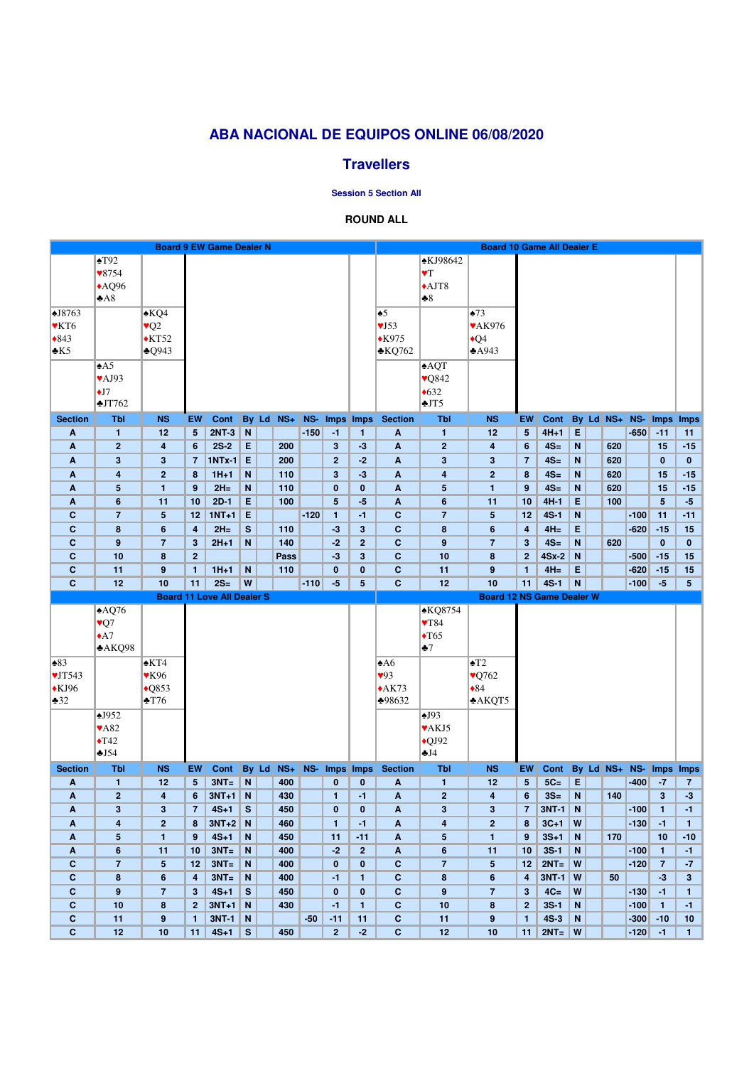# ABA NACIONAL DE EQUIPOS ONLINE 06/08/2020

## Travellers

### Session 5 Section All

### ROUND ALL

**Board 9 EW Game Dealer N**

North: ♠T92 ♥8754 ♦AQ96 ♣A8
West: ♠J8763 ♥KT6 ♦843 ♣K5
East: ♠KQ4 ♥Q2 ♦KT52 ♣Q943
South: ♠A5 ♥AJ93 ♦J7 ♣JT762

| Section | Tbl | NS | EW | Cont | By | Ld | NS+ | NS- | Imps | Imps |
|---|---|---|---|---|---|---|---|---|---|---|
| A | 1 | 12 | 5 | 2NT-3 | N | | | -150 | -1 | 1 |
| A | 2 | 4 | 6 | 2S-2 | E | | 200 | | 3 | -3 |
| A | 3 | 3 | 7 | 1NTx-1 | E | | 200 | | 2 | -2 |
| A | 4 | 2 | 8 | 1H+1 | N | | 110 | | 3 | -3 |
| A | 5 | 1 | 9 | 2H= | N | | 110 | | 0 | 0 |
| A | 6 | 11 | 10 | 2D-1 | E | | 100 | | 5 | -5 |
| C | 7 | 5 | 12 | 1NT+1 | E | | | -120 | 1 | -1 |
| C | 8 | 6 | 4 | 2H= | S | | 110 | | -3 | 3 |
| C | 9 | 7 | 3 | 2H+1 | N | | 140 | | -2 | 2 |
| C | 10 | 8 | 2 | | | | Pass | | -3 | 3 |
| C | 11 | 9 | 1 | 1H+1 | N | | 110 | | 0 | 0 |
| C | 12 | 10 | 11 | 2S= | W | | | -110 | -5 | 5 |

**Board 10 Game All Dealer E**

North: ♠KJ98642 ♥T ♦AJT8 ♣8
West: ♠5 ♥J53 ♦K975 ♣KQ762
East: ♠73 ♥AK976 ♦Q4 ♣A943
South: ♠AQT ♥Q842 ♦632 ♣JT5

| Section | Tbl | NS | EW | Cont | By | Ld | NS+ | NS- | Imps | Imps |
|---|---|---|---|---|---|---|---|---|---|---|
| A | 1 | 12 | 5 | 4H+1 | E | | | -650 | -11 | 11 |
| A | 2 | 4 | 6 | 4S= | N | | 620 | | 15 | -15 |
| A | 3 | 3 | 7 | 4S= | N | | 620 | | 0 | 0 |
| A | 4 | 2 | 8 | 4S= | N | | 620 | | 15 | -15 |
| A | 5 | 1 | 9 | 4S= | N | | 620 | | 15 | -15 |
| A | 6 | 11 | 10 | 4H-1 | E | | 100 | | 5 | -5 |
| C | 7 | 5 | 12 | 4S-1 | N | | | -100 | 11 | -11 |
| C | 8 | 6 | 4 | 4H= | E | | | -620 | -15 | 15 |
| C | 9 | 7 | 3 | 4S= | N | | 620 | | 0 | 0 |
| C | 10 | 8 | 2 | 4Sx-2 | N | | | -500 | -15 | 15 |
| C | 11 | 9 | 1 | 4H= | E | | | -620 | -15 | 15 |
| C | 12 | 10 | 11 | 4S-1 | N | | | -100 | -5 | 5 |

**Board 11 Love All Dealer S**

North: ♠AQ76 ♥Q7 ♦A7 ♣AKQ98
West: ♠83 ♥JT543 ♦KJ96 ♣32
East: ♠KT4 ♥K96 ♦Q853 ♣T76
South: ♠J952 ♥A82 ♦T42 ♣J54

| Section | Tbl | NS | EW | Cont | By | Ld | NS+ | NS- | Imps | Imps |
|---|---|---|---|---|---|---|---|---|---|---|
| A | 1 | 12 | 5 | 3NT= | N | | 400 | | 0 | 0 |
| A | 2 | 4 | 6 | 3NT+1 | N | | 430 | | 1 | -1 |
| A | 3 | 3 | 7 | 4S+1 | S | | 450 | | 0 | 0 |
| A | 4 | 2 | 8 | 3NT+2 | N | | 460 | | 1 | -1 |
| A | 5 | 1 | 9 | 4S+1 | S | | 450 | | 11 | -11 |
| A | 6 | 11 | 10 | 3NT= | N | | 400 | | -2 | 2 |
| C | 7 | 5 | 12 | 3NT= | N | | 400 | | 0 | 0 |
| C | 8 | 6 | 4 | 3NT= | N | | 400 | | -1 | 1 |
| C | 9 | 7 | 3 | 4S+1 | S | | 450 | | 0 | 0 |
| C | 10 | 8 | 2 | 3NT+1 | N | | 430 | | -1 | 1 |
| C | 11 | 9 | 1 | 3NT-1 | N | | | -50 | -11 | 11 |
| C | 12 | 10 | 11 | 4S+1 | S | | 450 | | 2 | -2 |

**Board 12 NS Game Dealer W**

North: ♠KQ8754 ♥T84 ♦T65 ♣7
West: ♠A6 ♥93 ♦AK73 ♣98632
East: ♠T2 ♥Q762 ♦84 ♣AKQT5
South: ♠J93 ♥AKJ5 ♦QJ92 ♣J4

| Section | Tbl | NS | EW | Cont | By | Ld | NS+ | NS- | Imps | Imps |
|---|---|---|---|---|---|---|---|---|---|---|
| A | 1 | 12 | 5 | 5C= | E | | | -400 | -7 | 7 |
| A | 2 | 4 | 6 | 3S= | N | | 140 | | 3 | -3 |
| A | 3 | 3 | 7 | 3NT-1 | N | | | -100 | 1 | -1 |
| A | 4 | 2 | 8 | 3C+1 | W | | | -130 | -1 | 1 |
| A | 5 | 1 | 9 | 3S+1 | N | | 170 | | 10 | -10 |
| A | 6 | 11 | 10 | 3S-1 | N | | | -100 | 1 | -1 |
| C | 7 | 5 | 12 | 2NT= | W | | | -120 | 7 | -7 |
| C | 8 | 6 | 4 | 3NT-1 | W | | 50 | | -3 | 3 |
| C | 9 | 7 | 3 | 4C= | W | | | -130 | -1 | 1 |
| C | 10 | 8 | 2 | 3S-1 | N | | | -100 | 1 | -1 |
| C | 11 | 9 | 1 | 4S-3 | N | | | -300 | -10 | 10 |
| C | 12 | 10 | 11 | 2NT= | W | | | -120 | -1 | 1 |